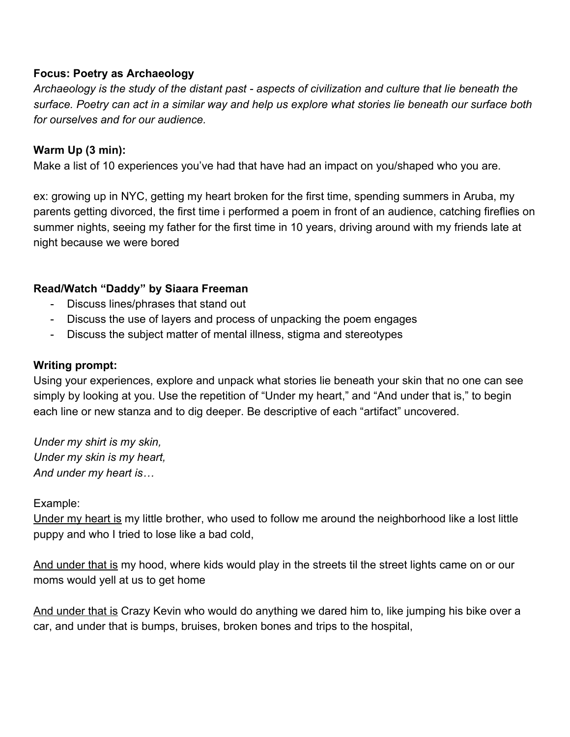**Focus: Poetry as Archaeology**

*Archaeology is the study of the distant past - aspects of civilization and culture that lie beneath the surface. Poetry can act in a similar way and help us explore what stories lie beneath our surface both for ourselves and for our audience.*

**Warm Up (3 min):**

Make a list of 10 experiences you've had that have had an impact on you/shaped who you are.

ex: growing up in NYC, getting my heart broken for the first time, spending summers in Aruba, my parents getting divorced, the first time i performed a poem in front of an audience, catching fireflies on summer nights, seeing my father for the first time in 10 years, driving around with my friends late at night because we were bored

**Read/Watch "Daddy" by Siaara Freeman**

- Discuss lines/phrases that stand out
- Discuss the use of layers and process of unpacking the poem engages
- Discuss the subject matter of mental illness, stigma and stereotypes

**Writing prompt:**

Using your experiences, explore and unpack what stories lie beneath your skin that no one can see simply by looking at you. Use the repetition of "Under my heart," and "And under that is," to begin each line or new stanza and to dig deeper. Be descriptive of each "artifact" uncovered.

*Under my shirt is my skin,*
*Under my skin is my heart,*
*And under my heart is…*

Example:

<u>Under my heart is</u> my little brother, who used to follow me around the neighborhood like a lost little puppy and who I tried to lose like a bad cold,

<u>And under that is</u> my hood, where kids would play in the streets til the street lights came on or our moms would yell at us to get home

<u>And under that is</u> Crazy Kevin who would do anything we dared him to, like jumping his bike over a car, and under that is bumps, bruises, broken bones and trips to the hospital,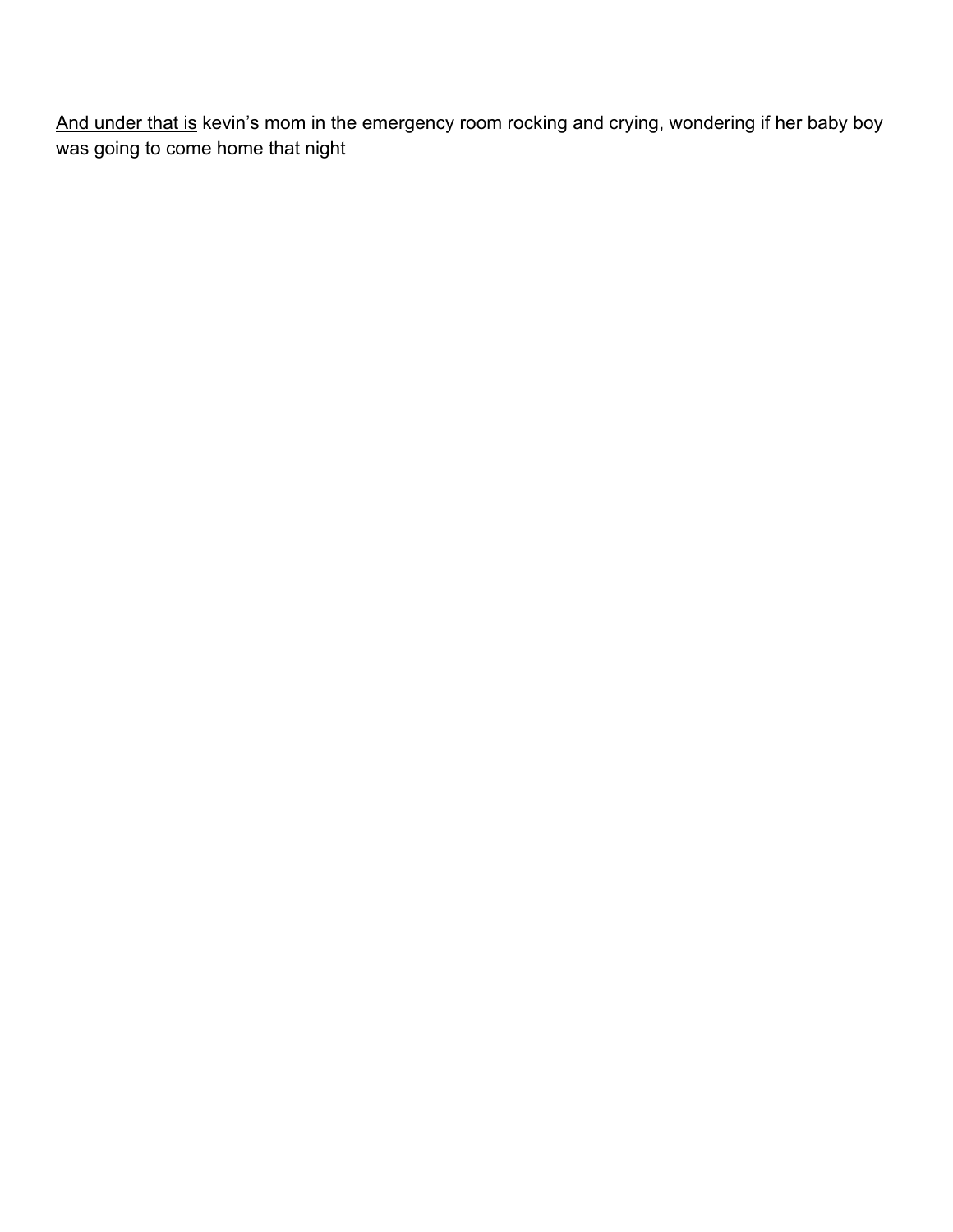<u>And under that is</u> kevin’s mom in the emergency room rocking and crying, wondering if her baby boy was going to come home that night